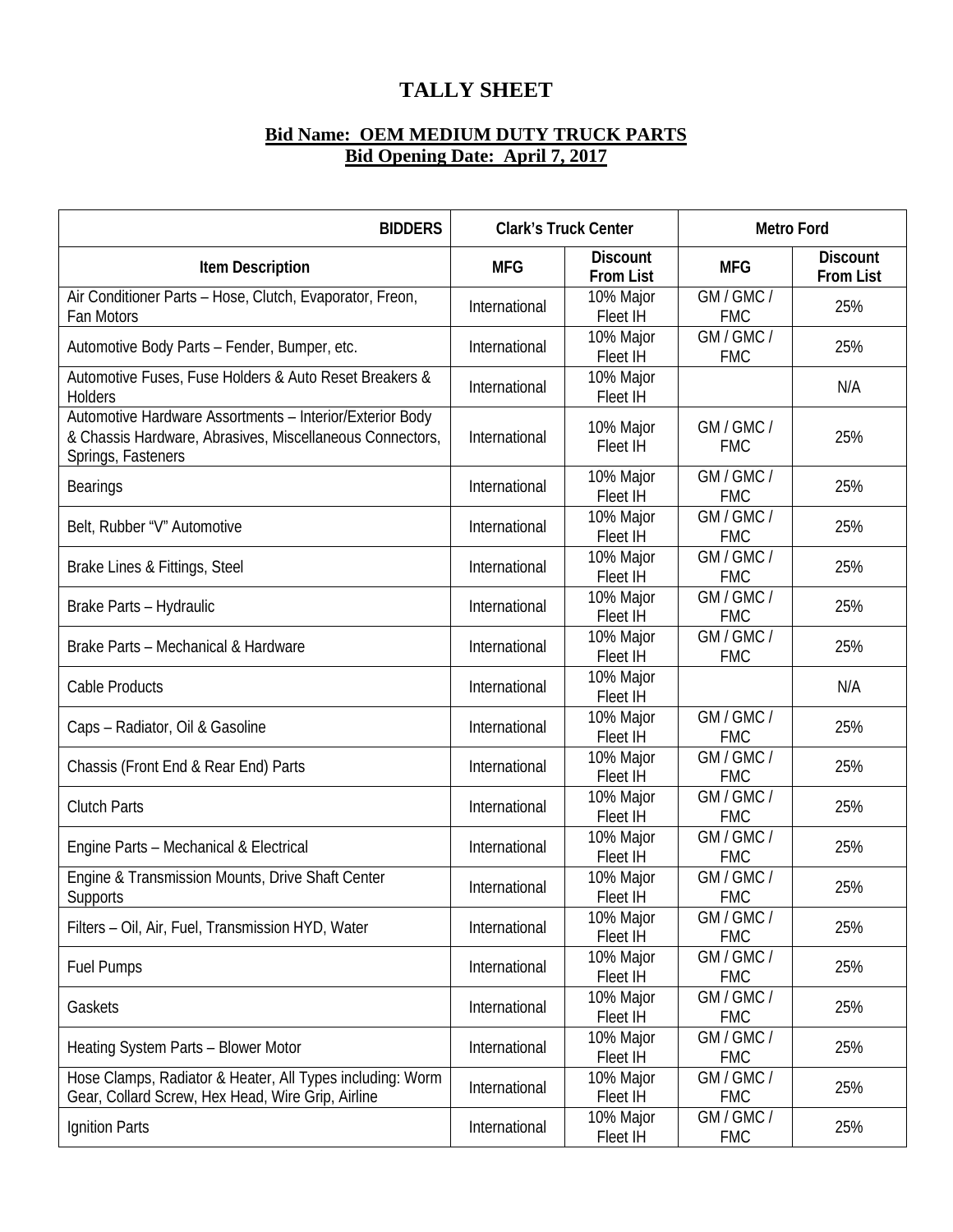# TALLY SHEET

**Bid Name: OEM MEDIUM DUTY TRUCK PARTS**
**Bid Opening Date: April 7, 2017**

| BIDDERS | Clark's Truck Center | | Metro Ford | |
|---|---|---|---|---|
| **Item Description** | **MFG** | **Discount From List** | **MFG** | **Discount From List** |
| Air Conditioner Parts – Hose, Clutch, Evaporator, Freon, Fan Motors | International | 10% Major Fleet IH | GM / GMC / FMC | 25% |
| Automotive Body Parts – Fender, Bumper, etc. | International | 10% Major Fleet IH | GM / GMC / FMC | 25% |
| Automotive Fuses, Fuse Holders & Auto Reset Breakers & Holders | International | 10% Major Fleet IH | | N/A |
| Automotive Hardware Assortments – Interior/Exterior Body & Chassis Hardware, Abrasives, Miscellaneous Connectors, Springs, Fasteners | International | 10% Major Fleet IH | GM / GMC / FMC | 25% |
| Bearings | International | 10% Major Fleet IH | GM / GMC / FMC | 25% |
| Belt, Rubber "V" Automotive | International | 10% Major Fleet IH | GM / GMC / FMC | 25% |
| Brake Lines & Fittings, Steel | International | 10% Major Fleet IH | GM / GMC / FMC | 25% |
| Brake Parts – Hydraulic | International | 10% Major Fleet IH | GM / GMC / FMC | 25% |
| Brake Parts – Mechanical & Hardware | International | 10% Major Fleet IH | GM / GMC / FMC | 25% |
| Cable Products | International | 10% Major Fleet IH | | N/A |
| Caps – Radiator, Oil & Gasoline | International | 10% Major Fleet IH | GM / GMC / FMC | 25% |
| Chassis (Front End & Rear End) Parts | International | 10% Major Fleet IH | GM / GMC / FMC | 25% |
| Clutch Parts | International | 10% Major Fleet IH | GM / GMC / FMC | 25% |
| Engine Parts – Mechanical & Electrical | International | 10% Major Fleet IH | GM / GMC / FMC | 25% |
| Engine & Transmission Mounts, Drive Shaft Center Supports | International | 10% Major Fleet IH | GM / GMC / FMC | 25% |
| Filters – Oil, Air, Fuel, Transmission HYD, Water | International | 10% Major Fleet IH | GM / GMC / FMC | 25% |
| Fuel Pumps | International | 10% Major Fleet IH | GM / GMC / FMC | 25% |
| Gaskets | International | 10% Major Fleet IH | GM / GMC / FMC | 25% |
| Heating System Parts – Blower Motor | International | 10% Major Fleet IH | GM / GMC / FMC | 25% |
| Hose Clamps, Radiator & Heater, All Types including: Worm Gear, Collard Screw, Hex Head, Wire Grip, Airline | International | 10% Major Fleet IH | GM / GMC / FMC | 25% |
| Ignition Parts | International | 10% Major Fleet IH | GM / GMC / FMC | 25% |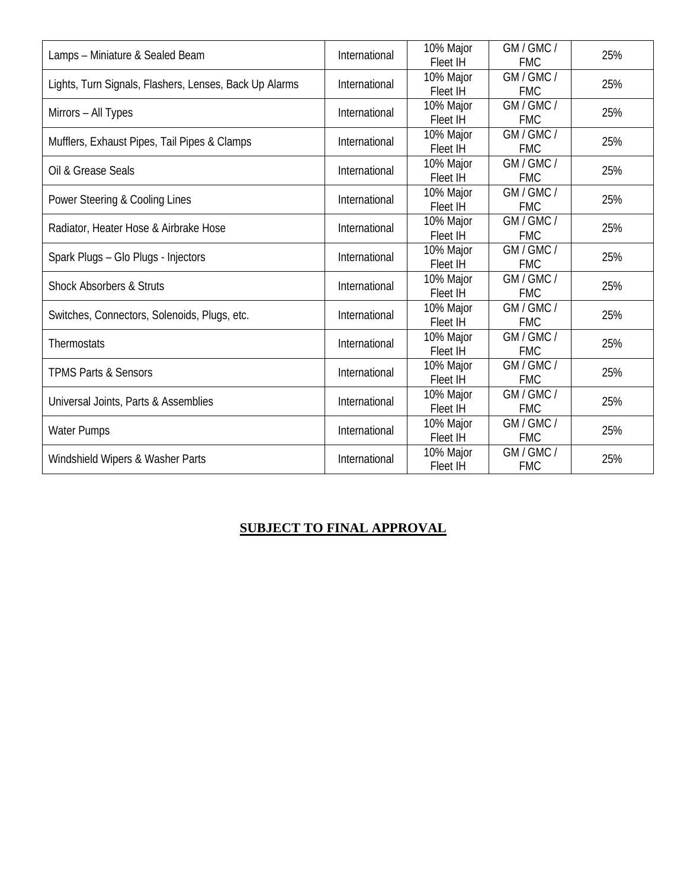| | | | | |
|---|---|---|---|---|
| Lamps – Miniature & Sealed Beam | International | 10% Major Fleet IH | GM / GMC / FMC | 25% |
| Lights, Turn Signals, Flashers, Lenses, Back Up Alarms | International | 10% Major Fleet IH | GM / GMC / FMC | 25% |
| Mirrors – All Types | International | 10% Major Fleet IH | GM / GMC / FMC | 25% |
| Mufflers, Exhaust Pipes, Tail Pipes & Clamps | International | 10% Major Fleet IH | GM / GMC / FMC | 25% |
| Oil & Grease Seals | International | 10% Major Fleet IH | GM / GMC / FMC | 25% |
| Power Steering & Cooling Lines | International | 10% Major Fleet IH | GM / GMC / FMC | 25% |
| Radiator, Heater Hose & Airbrake Hose | International | 10% Major Fleet IH | GM / GMC / FMC | 25% |
| Spark Plugs – Glo Plugs - Injectors | International | 10% Major Fleet IH | GM / GMC / FMC | 25% |
| Shock Absorbers & Struts | International | 10% Major Fleet IH | GM / GMC / FMC | 25% |
| Switches, Connectors, Solenoids, Plugs, etc. | International | 10% Major Fleet IH | GM / GMC / FMC | 25% |
| Thermostats | International | 10% Major Fleet IH | GM / GMC / FMC | 25% |
| TPMS Parts & Sensors | International | 10% Major Fleet IH | GM / GMC / FMC | 25% |
| Universal Joints, Parts & Assemblies | International | 10% Major Fleet IH | GM / GMC / FMC | 25% |
| Water Pumps | International | 10% Major Fleet IH | GM / GMC / FMC | 25% |
| Windshield Wipers & Washer Parts | International | 10% Major Fleet IH | GM / GMC / FMC | 25% |

**SUBJECT TO FINAL APPROVAL**